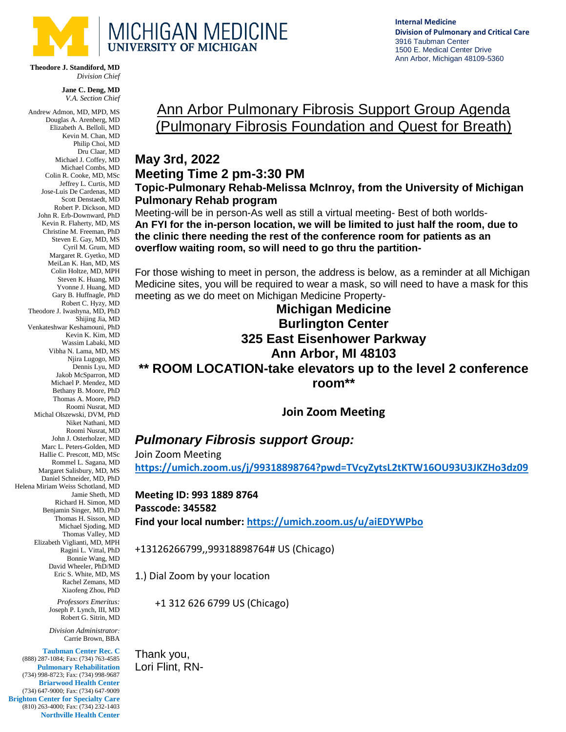**Internal Medicine**
**Division of Pulmonary and Critical Care**
3916 Taubman Center
1500 E. Medical Center Drive
Ann Arbor, Michigan 48109-5360

MICHIGAN MEDICINE
UNIVERSITY OF MICHIGAN

**Theodore J. Standiford, MD**
*Division Chief*

**Jane C. Deng, MD**
*V.A. Section Chief*

Andrew Admon, MD, MPD, MS
Douglas A. Arenberg, MD
Elizabeth A. Belloli, MD
Kevin M. Chan, MD
Philip Choi, MD
Dru Claar, MD
Michael J. Coffey, MD
Michael Combs, MD
Colin R. Cooke, MD, MSc
Jeffrey L. Curtis, MD
Jose-Luis De Cardenas, MD
Scott Denstaedt, MD
Robert P. Dickson, MD
John R. Erb-Downward, PhD
Kevin R. Flaherty, MD, MS
Christine M. Freeman, PhD
Steven E. Gay, MD, MS
Cyril M. Grum, MD
Margaret R. Gyetko, MD
MeiLan K. Han, MD, MS
Colin Holtze, MD, MPH
Steven K. Huang, MD
Yvonne J. Huang, MD
Gary B. Huffnagle, PhD
Robert C. Hyzy, MD
Theodore J. Iwashyna, MD, PhD
Shijing Jia, MD
Venkateshwar Keshamouni, PhD
Kevin K. Kim, MD
Wassim Labaki, MD
Vibha N. Lama, MD, MS
Njira Lugogo, MD
Dennis Lyu, MD
Jakob McSparron, MD
Michael P. Mendez, MD
Bethany B. Moore, PhD
Thomas A. Moore, PhD
Roomi Nusrat, MD
Michal Olszewski, DVM, PhD
Niket Nathani, MD
Roomi Nusrat, MD
John J. Osterholzer, MD
Marc L. Peters-Golden, MD
Hallie C. Prescott, MD, MSc
Rommel L. Sagana, MD
Margaret Salisbury, MD, MS
Daniel Schneider, MD, PhD
Helena Miriam Weiss Schotland, MD
Jamie Sheth, MD
Richard H. Simon, MD
Benjamin Singer, MD, PhD
Thomas H. Sisson, MD
Michael Sjoding, MD
Thomas Valley, MD
Elizabeth Viglianti, MD, MPH
Ragini L. Vittal, PhD
Bonnie Wang, MD
David Wheeler, PhD/MD
Eric S. White, MD, MS
Rachel Zemans, MD
Xiaofeng Zhou, PhD

*Professors Emeritus:*
Joseph P. Lynch, III, MD
Robert G. Sitrin, MD

*Division Administrator:*
Carrie Brown, BBA

**Taubman Center Rec. C**
(888) 287-1084; Fax: (734) 763-4585
**Pulmonary Rehabilitation**
(734) 998-8723; Fax: (734) 998-9687
**Briarwood Health Center**
(734) 647-9000; Fax: (734) 647-9009
**Brighton Center for Specialty Care**
(810) 263-4000; Fax: (734) 232-1403
**Northville Health Center**

# Ann Arbor Pulmonary Fibrosis Support Group Agenda (Pulmonary Fibrosis Foundation and Quest for Breath)

## May 3rd, 2022
## Meeting Time 2 pm-3:30 PM

**Topic-Pulmonary Rehab-Melissa McInroy, from the University of Michigan Pulmonary Rehab program**

Meeting-will be in person-As well as still a virtual meeting- Best of both worlds-
**An FYI for the in-person location, we will be limited to just half the room, due to the clinic there needing the rest of the conference room for patients as an overflow waiting room, so will need to go thru the partition-**

For those wishing to meet in person, the address is below, as a reminder at all Michigan Medicine sites, you will be required to wear a mask, so will need to have a mask for this meeting as we do meet on Michigan Medicine Property-

**Michigan Medicine**
**Burlington Center**
**325 East Eisenhower Parkway**
**Ann Arbor, MI 48103**
**\*\* ROOM LOCATION-take elevators up to the level 2 conference room\*\***

**Join Zoom Meeting**

***Pulmonary Fibrosis support Group:***

Join Zoom Meeting
**https://umich.zoom.us/j/99318898764?pwd=TVcyZytsL2tKTW16OU93U3JKZHo3dz09**

**Meeting ID: 993 1889 8764**
**Passcode: 345582**
**Find your local number: https://umich.zoom.us/u/aiEDYWPbo**

+13126266799,,99318898764# US (Chicago)

1.) Dial Zoom by your location

+1 312 626 6799 US (Chicago)

Thank you,
Lori Flint, RN-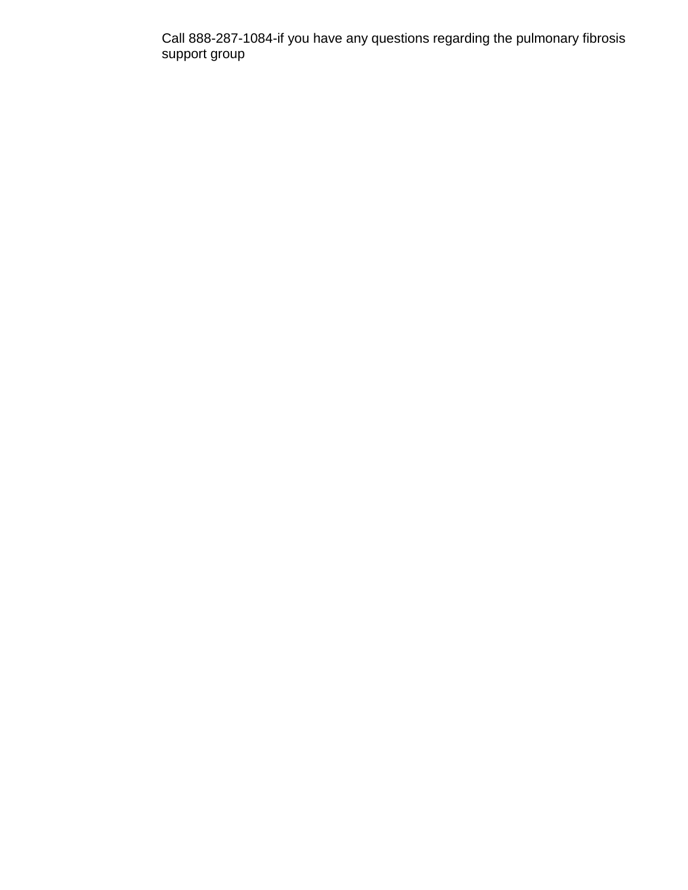Call 888-287-1084-if you have any questions regarding the pulmonary fibrosis support group